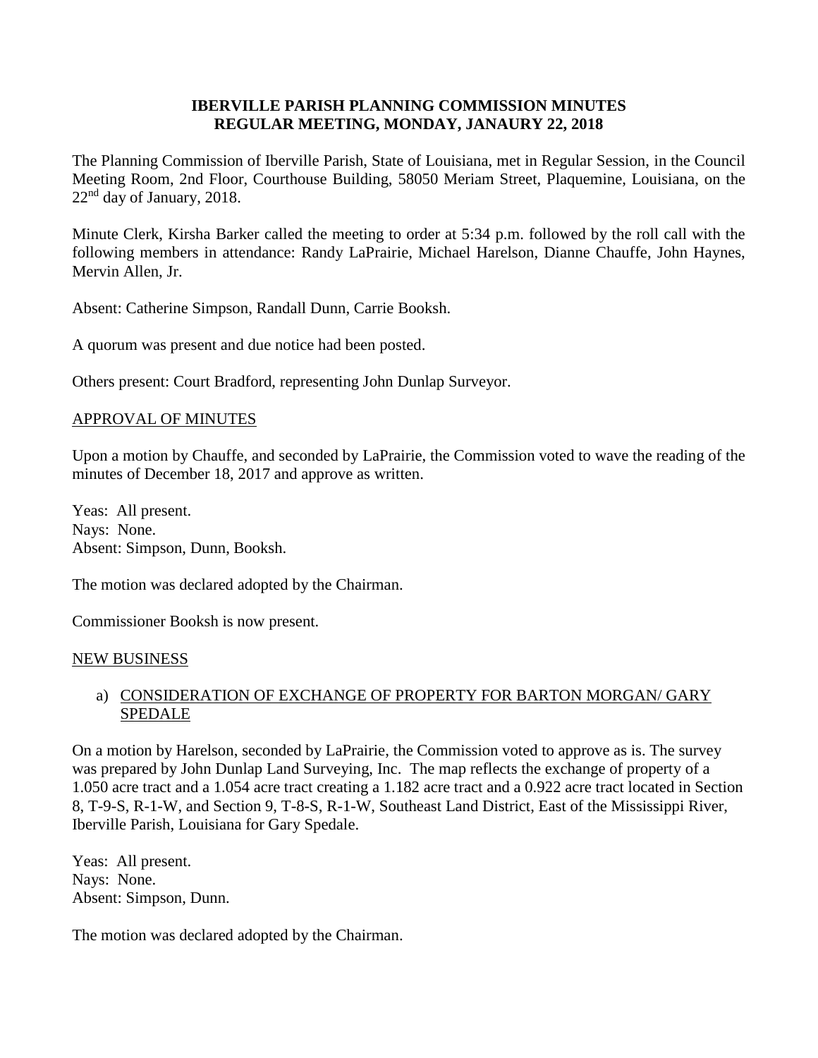# IBERVILLE PARISH PLANNING COMMISSION MINUTES
## REGULAR MEETING, MONDAY, JANAURY 22, 2018

The Planning Commission of Iberville Parish, State of Louisiana, met in Regular Session, in the Council Meeting Room, 2nd Floor, Courthouse Building, 58050 Meriam Street, Plaquemine, Louisiana, on the 22nd day of January, 2018.

Minute Clerk, Kirsha Barker called the meeting to order at 5:34 p.m. followed by the roll call with the following members in attendance: Randy LaPrairie, Michael Harelson, Dianne Chauffe, John Haynes, Mervin Allen, Jr.

Absent: Catherine Simpson, Randall Dunn, Carrie Booksh.

A quorum was present and due notice had been posted.

Others present: Court Bradford, representing John Dunlap Surveyor.

APPROVAL OF MINUTES

Upon a motion by Chauffe, and seconded by LaPrairie, the Commission voted to wave the reading of the minutes of December 18, 2017 and approve as written.

Yeas: All present.
Nays: None.
Absent: Simpson, Dunn, Booksh.

The motion was declared adopted by the Chairman.

Commissioner Booksh is now present.

NEW BUSINESS

a) CONSIDERATION OF EXCHANGE OF PROPERTY FOR BARTON MORGAN/ GARY SPEDALE

On a motion by Harelson, seconded by LaPrairie, the Commission voted to approve as is. The survey was prepared by John Dunlap Land Surveying, Inc. The map reflects the exchange of property of a 1.050 acre tract and a 1.054 acre tract creating a 1.182 acre tract and a 0.922 acre tract located in Section 8, T-9-S, R-1-W, and Section 9, T-8-S, R-1-W, Southeast Land District, East of the Mississippi River, Iberville Parish, Louisiana for Gary Spedale.

Yeas: All present.
Nays: None.
Absent: Simpson, Dunn.

The motion was declared adopted by the Chairman.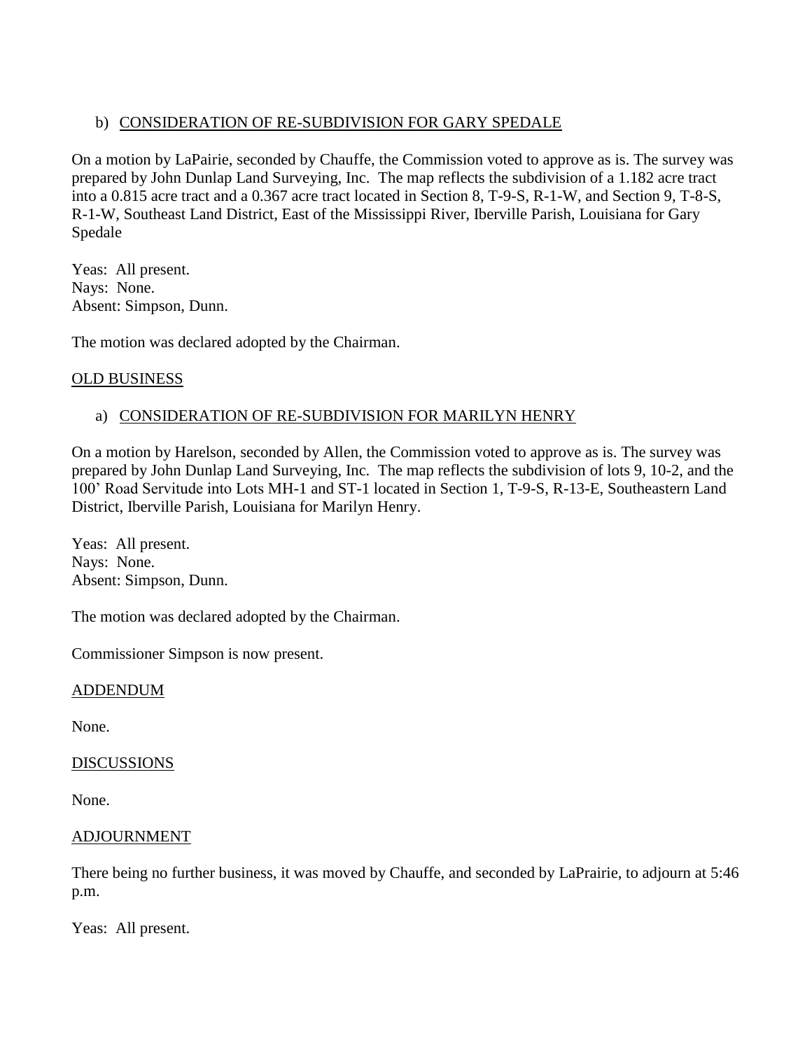b) CONSIDERATION OF RE-SUBDIVISION FOR GARY SPEDALE

On a motion by LaPairie, seconded by Chauffe, the Commission voted to approve as is. The survey was prepared by John Dunlap Land Surveying, Inc. The map reflects the subdivision of a 1.182 acre tract into a 0.815 acre tract and a 0.367 acre tract located in Section 8, T-9-S, R-1-W, and Section 9, T-8-S, R-1-W, Southeast Land District, East of the Mississippi River, Iberville Parish, Louisiana for Gary Spedale

Yeas: All present.
Nays: None.
Absent: Simpson, Dunn.

The motion was declared adopted by the Chairman.

OLD BUSINESS

a) CONSIDERATION OF RE-SUBDIVISION FOR MARILYN HENRY

On a motion by Harelson, seconded by Allen, the Commission voted to approve as is. The survey was prepared by John Dunlap Land Surveying, Inc. The map reflects the subdivision of lots 9, 10-2, and the 100' Road Servitude into Lots MH-1 and ST-1 located in Section 1, T-9-S, R-13-E, Southeastern Land District, Iberville Parish, Louisiana for Marilyn Henry.

Yeas: All present.
Nays: None.
Absent: Simpson, Dunn.

The motion was declared adopted by the Chairman.

Commissioner Simpson is now present.

ADDENDUM

None.

DISCUSSIONS

None.

ADJOURNMENT

There being no further business, it was moved by Chauffe, and seconded by LaPrairie, to adjourn at 5:46 p.m.

Yeas: All present.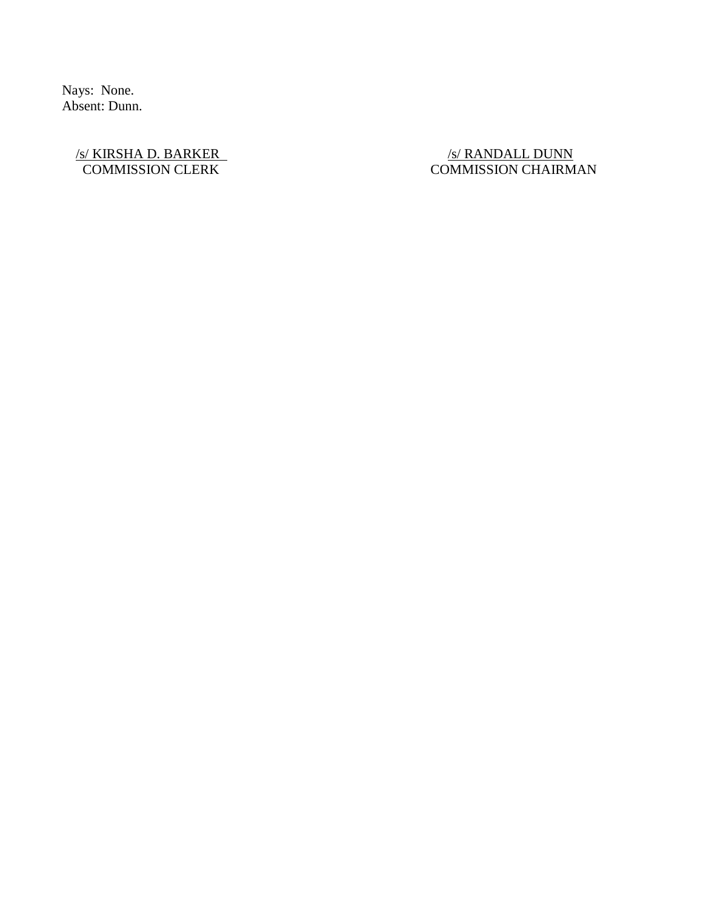Nays: None.
Absent: Dunn.

| | |
|---|---|
| /s/ KIRSHA D. BARKER | /s/ RANDALL DUNN |
| COMMISSION CLERK | COMMISSION CHAIRMAN |